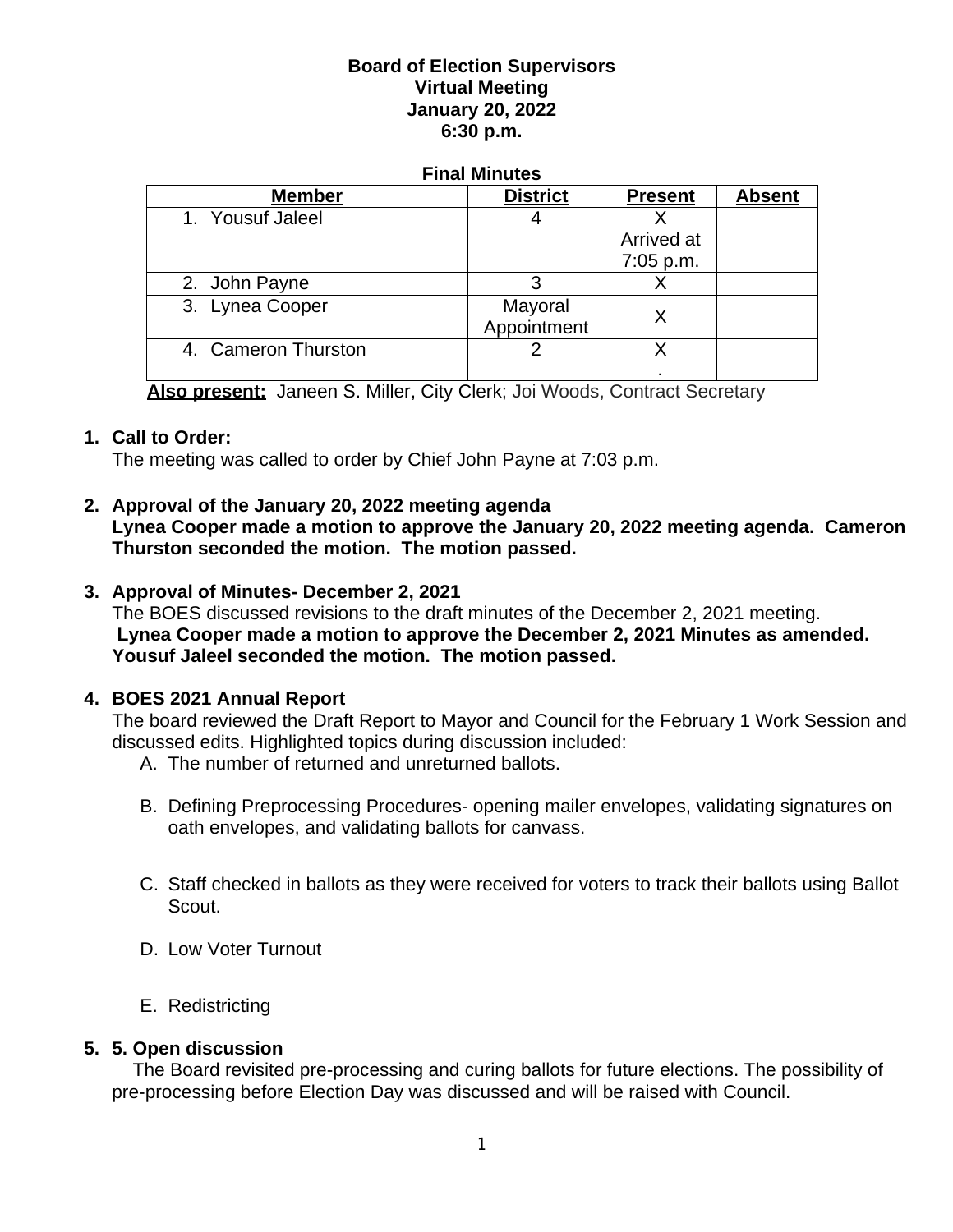**Board of Election Supervisors**
**Virtual Meeting**
**January 20, 2022**
**6:30 p.m.**

**Final Minutes**

| Member | District | Present | Absent |
|---|---|---|---|
| 1. Yousuf Jaleel | 4 | X Arrived at 7:05 p.m. | |
| 2. John Payne | 3 | X | |
| 3. Lynea Cooper | Mayoral Appointment | X | |
| 4. Cameron Thurston | 2 | X . | |

**Also present:** Janeen S. Miller, City Clerk; Joi Woods, Contract Secretary

1. **Call to Order:**
   The meeting was called to order by Chief John Payne at 7:03 p.m.

2. **Approval of the January 20, 2022 meeting agenda**
   **Lynea Cooper made a motion to approve the January 20, 2022 meeting agenda. Cameron Thurston seconded the motion. The motion passed.**

3. **Approval of Minutes- December 2, 2021**
   The BOES discussed revisions to the draft minutes of the December 2, 2021 meeting.
   **Lynea Cooper made a motion to approve the December 2, 2021 Minutes as amended. Yousuf Jaleel seconded the motion. The motion passed.**

4. **BOES 2021 Annual Report**
   The board reviewed the Draft Report to Mayor and Council for the February 1 Work Session and discussed edits. Highlighted topics during discussion included:
   A. The number of returned and unreturned ballots.
   B. Defining Preprocessing Procedures- opening mailer envelopes, validating signatures on oath envelopes, and validating ballots for canvass.
   C. Staff checked in ballots as they were received for voters to track their ballots using Ballot Scout.
   D. Low Voter Turnout
   E. Redistricting

5. **5. Open discussion**
   The Board revisited pre-processing and curing ballots for future elections. The possibility of pre-processing before Election Day was discussed and will be raised with Council.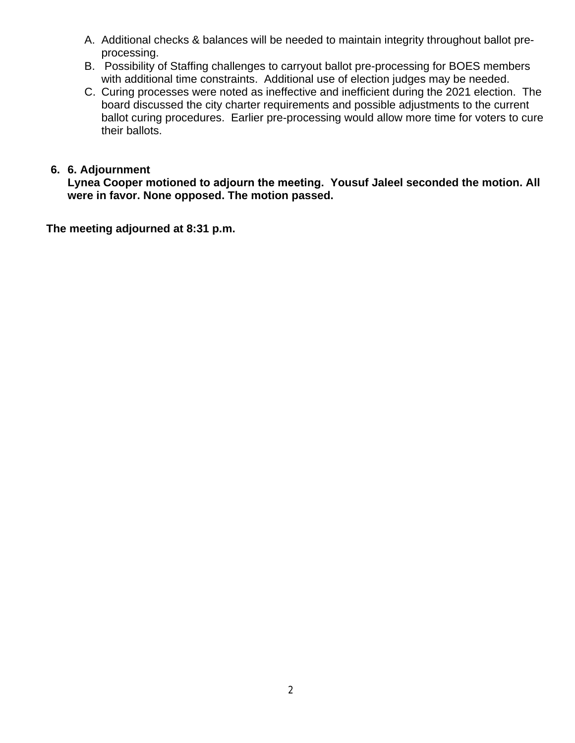A. Additional checks & balances will be needed to maintain integrity throughout ballot pre-processing.
B. Possibility of Staffing challenges to carryout ballot pre-processing for BOES members with additional time constraints. Additional use of election judges may be needed.
C. Curing processes were noted as ineffective and inefficient during the 2021 election. The board discussed the city charter requirements and possible adjustments to the current ballot curing procedures. Earlier pre-processing would allow more time for voters to cure their ballots.

6. **6. Adjournment**
   **Lynea Cooper motioned to adjourn the meeting. Yousuf Jaleel seconded the motion. All were in favor. None opposed. The motion passed.**

**The meeting adjourned at 8:31 p.m.**